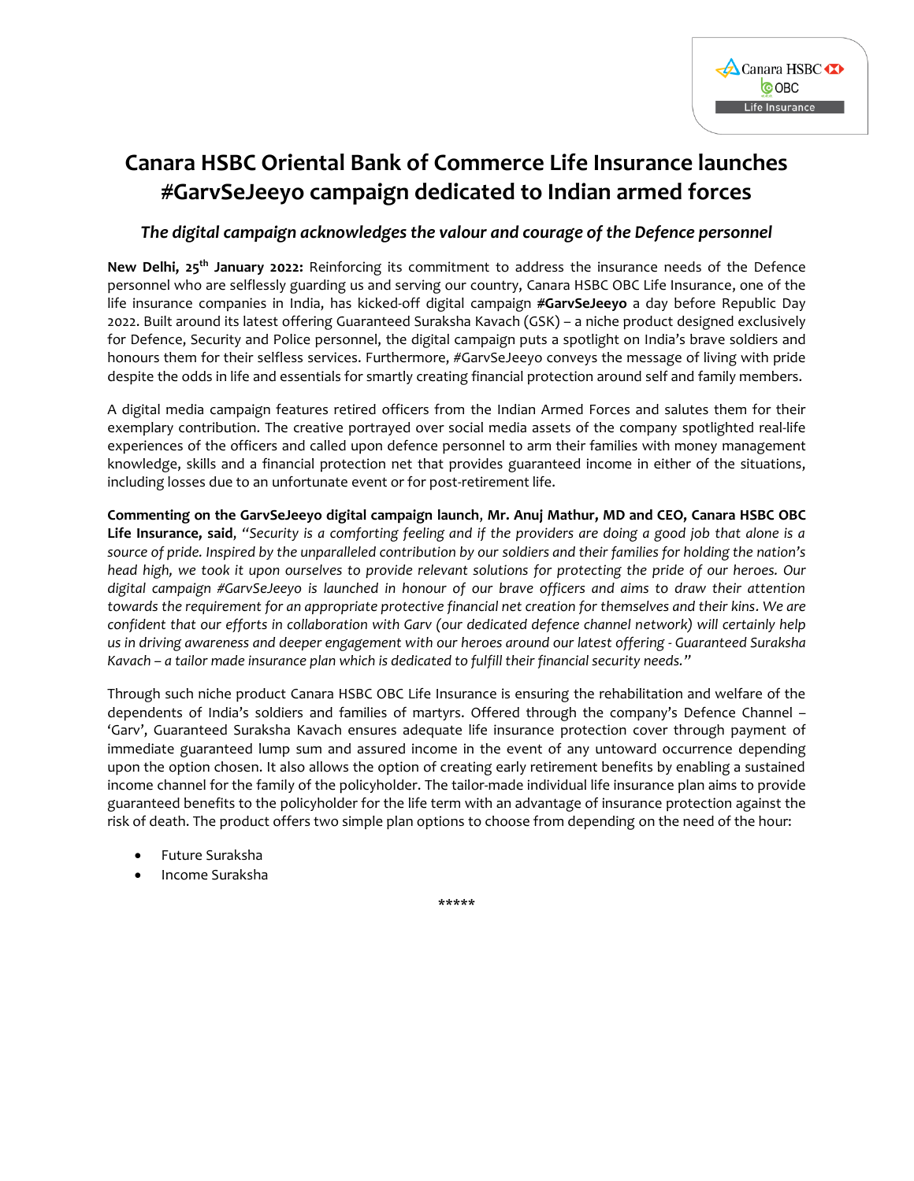# Canara HSBC Oriental Bank of Commerce Life Insurance launches #GarvSeJeeyo campaign dedicated to Indian armed forces

*The digital campaign acknowledges the valour and courage of the Defence personnel*

**New Delhi, 25th January 2022:** Reinforcing its commitment to address the insurance needs of the Defence personnel who are selflessly guarding us and serving our country, Canara HSBC OBC Life Insurance, one of the life insurance companies in India, has kicked-off digital campaign **#GarvSeJeeyo** a day before Republic Day 2022. Built around its latest offering Guaranteed Suraksha Kavach (GSK) – a niche product designed exclusively for Defence, Security and Police personnel, the digital campaign puts a spotlight on India's brave soldiers and honours them for their selfless services. Furthermore, #GarvSeJeeyo conveys the message of living with pride despite the odds in life and essentials for smartly creating financial protection around self and family members.

A digital media campaign features retired officers from the Indian Armed Forces and salutes them for their exemplary contribution. The creative portrayed over social media assets of the company spotlighted real-life experiences of the officers and called upon defence personnel to arm their families with money management knowledge, skills and a financial protection net that provides guaranteed income in either of the situations, including losses due to an unfortunate event or for post-retirement life.

**Commenting on the GarvSeJeeyo digital campaign launch**, **Mr. Anuj Mathur, MD and CEO, Canara HSBC OBC Life Insurance, said**, *"Security is a comforting feeling and if the providers are doing a good job that alone is a source of pride. Inspired by the unparalleled contribution by our soldiers and their families for holding the nation's head high, we took it upon ourselves to provide relevant solutions for protecting the pride of our heroes. Our digital campaign #GarvSeJeeyo is launched in honour of our brave officers and aims to draw their attention towards the requirement for an appropriate protective financial net creation for themselves and their kins. We are confident that our efforts in collaboration with Garv (our dedicated defence channel network) will certainly help us in driving awareness and deeper engagement with our heroes around our latest offering - Guaranteed Suraksha Kavach – a tailor made insurance plan which is dedicated to fulfill their financial security needs."*

Through such niche product Canara HSBC OBC Life Insurance is ensuring the rehabilitation and welfare of the dependents of India's soldiers and families of martyrs. Offered through the company's Defence Channel – 'Garv', Guaranteed Suraksha Kavach ensures adequate life insurance protection cover through payment of immediate guaranteed lump sum and assured income in the event of any untoward occurrence depending upon the option chosen. It also allows the option of creating early retirement benefits by enabling a sustained income channel for the family of the policyholder. The tailor-made individual life insurance plan aims to provide guaranteed benefits to the policyholder for the life term with an advantage of insurance protection against the risk of death. The product offers two simple plan options to choose from depending on the need of the hour:

- Future Suraksha
- Income Suraksha

\*\*\*\*\*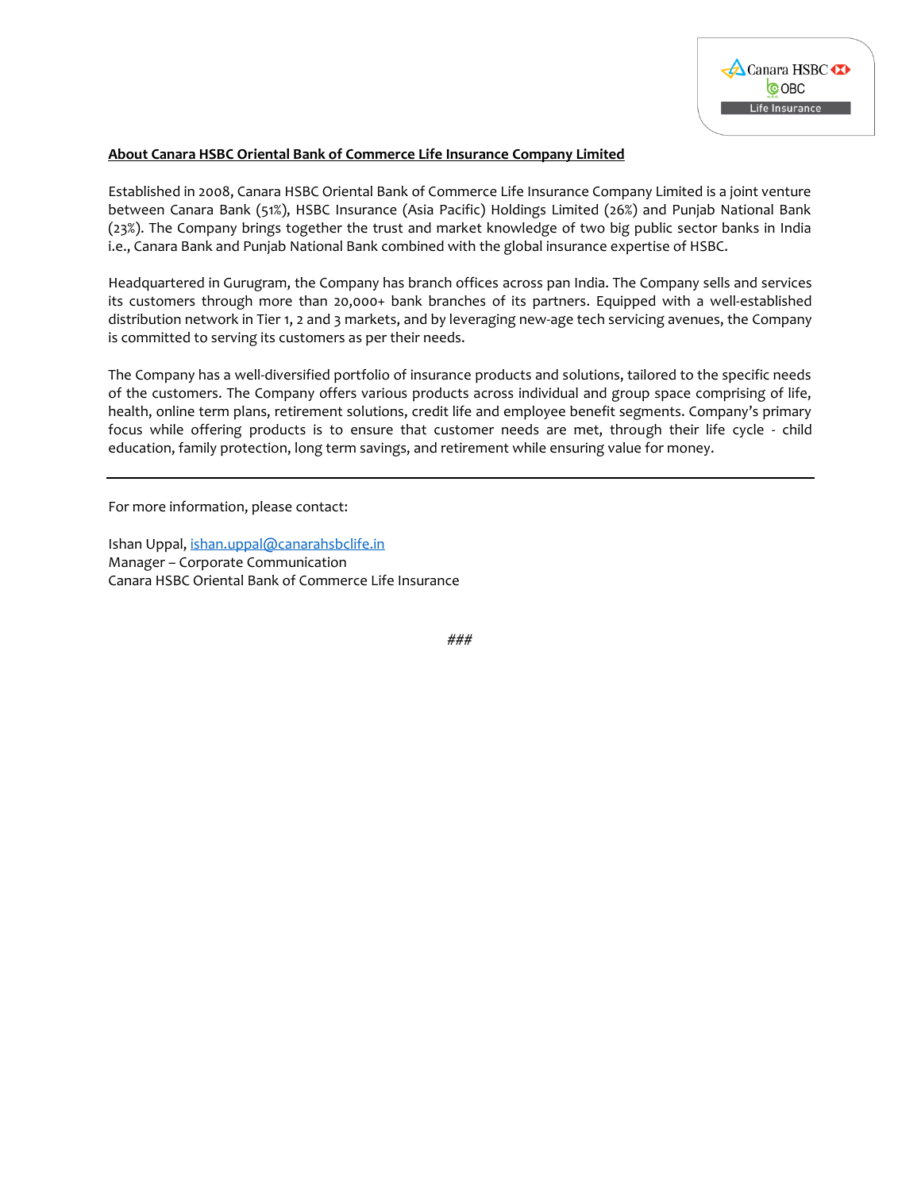**About Canara HSBC Oriental Bank of Commerce Life Insurance Company Limited**

Established in 2008, Canara HSBC Oriental Bank of Commerce Life Insurance Company Limited is a joint venture between Canara Bank (51%), HSBC Insurance (Asia Pacific) Holdings Limited (26%) and Punjab National Bank (23%). The Company brings together the trust and market knowledge of two big public sector banks in India i.e., Canara Bank and Punjab National Bank combined with the global insurance expertise of HSBC.

Headquartered in Gurugram, the Company has branch offices across pan India. The Company sells and services its customers through more than 20,000+ bank branches of its partners. Equipped with a well-established distribution network in Tier 1, 2 and 3 markets, and by leveraging new-age tech servicing avenues, the Company is committed to serving its customers as per their needs.

The Company has a well-diversified portfolio of insurance products and solutions, tailored to the specific needs of the customers. The Company offers various products across individual and group space comprising of life, health, online term plans, retirement solutions, credit life and employee benefit segments. Company's primary focus while offering products is to ensure that customer needs are met, through their life cycle - child education, family protection, long term savings, and retirement while ensuring value for money.

---

For more information, please contact:

Ishan Uppal, ishan.uppal@canarahsbclife.in
Manager – Corporate Communication
Canara HSBC Oriental Bank of Commerce Life Insurance

###